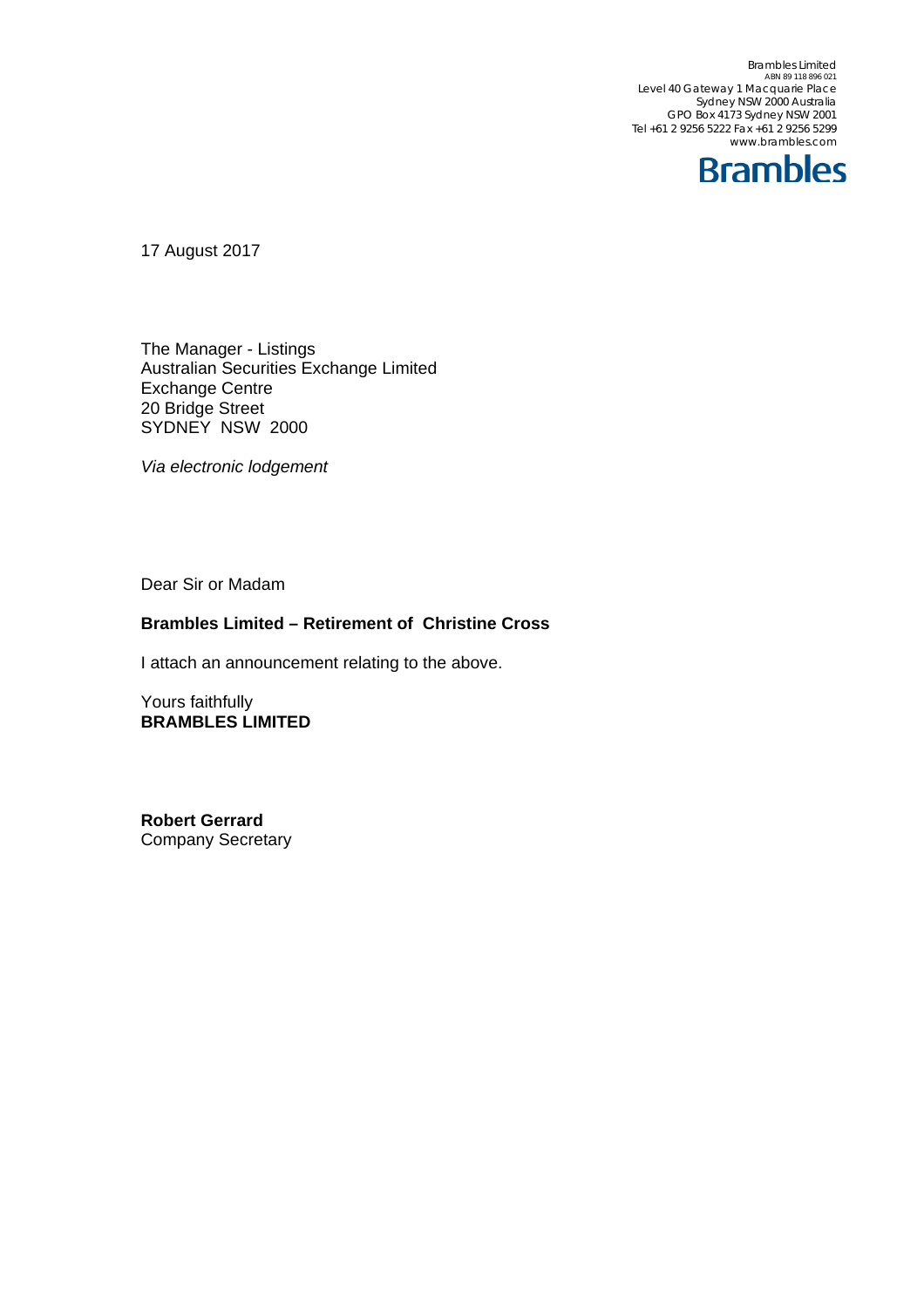Brambles Limited
ABN 89 118 896 021
Level 40 Gateway 1 Macquarie Place
Sydney NSW 2000 Australia
GPO Box 4173 Sydney NSW 2001
Tel +61 2 9256 5222 Fax +61 2 9256 5299
www.brambles.com

**Brambles**

17 August 2017

The Manager - Listings
Australian Securities Exchange Limited
Exchange Centre
20 Bridge Street
SYDNEY NSW 2000

*Via electronic lodgement*

Dear Sir or Madam

**Brambles Limited – Retirement of Christine Cross**

I attach an announcement relating to the above.

Yours faithfully
**BRAMBLES LIMITED**

**Robert Gerrard**
Company Secretary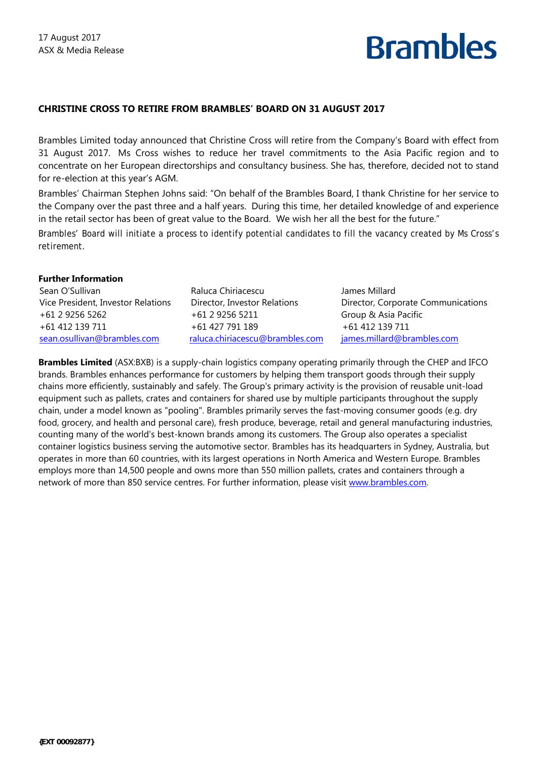17 August 2017
ASX & Media Release

Brambles

**CHRISTINE CROSS TO RETIRE FROM BRAMBLES' BOARD ON 31 AUGUST 2017**

Brambles Limited today announced that Christine Cross will retire from the Company's Board with effect from 31 August 2017. Ms Cross wishes to reduce her travel commitments to the Asia Pacific region and to concentrate on her European directorships and consultancy business. She has, therefore, decided not to stand for re-election at this year's AGM.

Brambles' Chairman Stephen Johns said: "On behalf of the Brambles Board, I thank Christine for her service to the Company over the past three and a half years. During this time, her detailed knowledge of and experience in the retail sector has been of great value to the Board. We wish her all the best for the future."

Brambles' Board will initiate a process to identify potential candidates to fill the vacancy created by Ms Cross's retirement.

**Further Information**

| | | |
|---|---|---|
| Sean O'Sullivan | Raluca Chiriacescu | James Millard |
| Vice President, Investor Relations | Director, Investor Relations | Director, Corporate Communications Group & Asia Pacific |
| +61 2 9256 5262 | +61 2 9256 5211 | +61 412 139 711 |
| +61 412 139 711 | +61 427 791 189 | |
| sean.osullivan@brambles.com | raluca.chiriacescu@brambles.com | james.millard@brambles.com |

**Brambles Limited** (ASX:BXB) is a supply-chain logistics company operating primarily through the CHEP and IFCO brands. Brambles enhances performance for customers by helping them transport goods through their supply chains more efficiently, sustainably and safely. The Group's primary activity is the provision of reusable unit-load equipment such as pallets, crates and containers for shared use by multiple participants throughout the supply chain, under a model known as "pooling". Brambles primarily serves the fast-moving consumer goods (e.g. dry food, grocery, and health and personal care), fresh produce, beverage, retail and general manufacturing industries, counting many of the world's best-known brands among its customers. The Group also operates a specialist container logistics business serving the automotive sector. Brambles has its headquarters in Sydney, Australia, but operates in more than 60 countries, with its largest operations in North America and Western Europe. Brambles employs more than 14,500 people and owns more than 550 million pallets, crates and containers through a network of more than 850 service centres. For further information, please visit www.brambles.com.

{EXT 00092877}